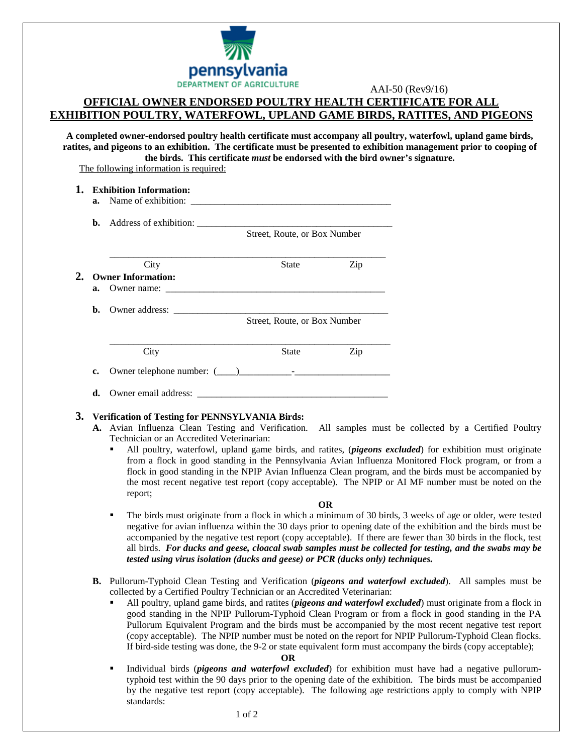pennsylvania
DEPARTMENT OF AGRICULTURE

AAI-50 (Rev9/16)

# OFFICIAL OWNER ENDORSED POULTRY HEALTH CERTIFICATE FOR ALL EXHIBITION POULTRY, WATERFOWL, UPLAND GAME BIRDS, RATITES, AND PIGEONS

**A completed owner-endorsed poultry health certificate must accompany all poultry, waterfowl, upland game birds, ratites, and pigeons to an exhibition. The certificate must be presented to exhibition management prior to cooping of the birds. This certificate *must* be endorsed with the bird owner's signature.**

The following information is required:

**1. Exhibition Information:**

**a.** Name of exhibition: ___________________________________________

**b.** Address of exhibition: ___________________________________________
Street, Route, or Box Number

___________________________________________________________
City State Zip

**2. Owner Information:**

**a.** Owner name: ________________________________________________

**b.** Owner address: ______________________________________________
Street, Route, or Box Number

___________________________________________________________
City State Zip

**c.** Owner telephone number: (____)__________-___________________

**d.** Owner email address: __________________________________________

**3. Verification of Testing for PENNSYLVANIA Birds:**

**A.** Avian Influenza Clean Testing and Verification. All samples must be collected by a Certified Poultry Technician or an Accredited Veterinarian:

- All poultry, waterfowl, upland game birds, and ratites, (***pigeons excluded***) for exhibition must originate from a flock in good standing in the Pennsylvania Avian Influenza Monitored Flock program, or from a flock in good standing in the NPIP Avian Influenza Clean program, and the birds must be accompanied by the most recent negative test report (copy acceptable). The NPIP or AI MF number must be noted on the report;

**OR**

- The birds must originate from a flock in which a minimum of 30 birds, 3 weeks of age or older, were tested negative for avian influenza within the 30 days prior to opening date of the exhibition and the birds must be accompanied by the negative test report (copy acceptable). If there are fewer than 30 birds in the flock, test all birds. ***For ducks and geese, cloacal swab samples must be collected for testing, and the swabs may be tested using virus isolation (ducks and geese) or PCR (ducks only) techniques.***

**B.** Pullorum-Typhoid Clean Testing and Verification (***pigeons and waterfowl excluded***). All samples must be collected by a Certified Poultry Technician or an Accredited Veterinarian:

- All poultry, upland game birds, and ratites (***pigeons and waterfowl excluded***) must originate from a flock in good standing in the NPIP Pullorum-Typhoid Clean Program or from a flock in good standing in the PA Pullorum Equivalent Program and the birds must be accompanied by the most recent negative test report (copy acceptable). The NPIP number must be noted on the report for NPIP Pullorum-Typhoid Clean flocks. If bird-side testing was done, the 9-2 or state equivalent form must accompany the birds (copy acceptable);

**OR**

- Individual birds (***pigeons and waterfowl excluded***) for exhibition must have had a negative pullorum-typhoid test within the 90 days prior to the opening date of the exhibition. The birds must be accompanied by the negative test report (copy acceptable). The following age restrictions apply to comply with NPIP standards: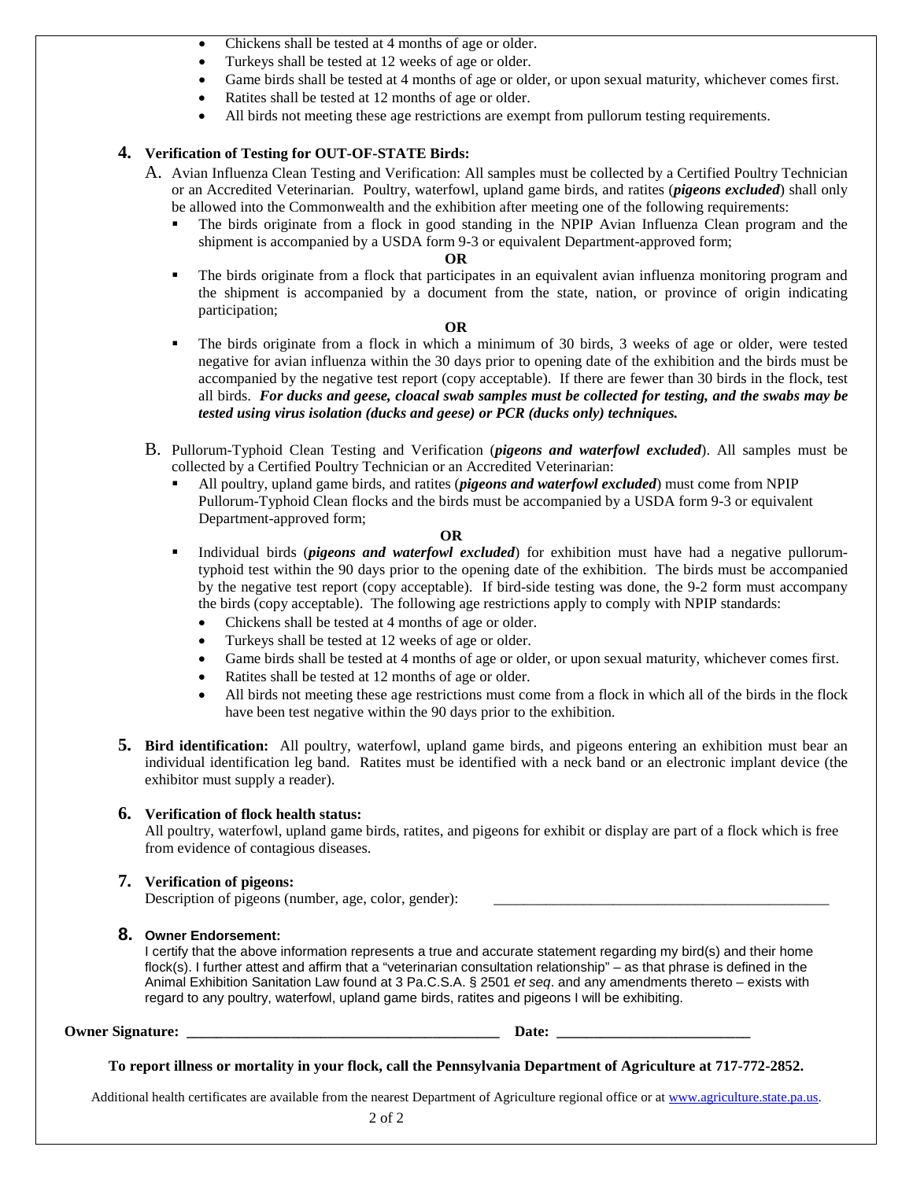- Chickens shall be tested at 4 months of age or older.
- Turkeys shall be tested at 12 weeks of age or older.
- Game birds shall be tested at 4 months of age or older, or upon sexual maturity, whichever comes first.
- Ratites shall be tested at 12 months of age or older.
- All birds not meeting these age restrictions are exempt from pullorum testing requirements.

**4. Verification of Testing for OUT-OF-STATE Birds:**

A. Avian Influenza Clean Testing and Verification: All samples must be collected by a Certified Poultry Technician or an Accredited Veterinarian. Poultry, waterfowl, upland game birds, and ratites (***pigeons excluded***) shall only be allowed into the Commonwealth and the exhibition after meeting one of the following requirements:

- The birds originate from a flock in good standing in the NPIP Avian Influenza Clean program and the shipment is accompanied by a USDA form 9-3 or equivalent Department-approved form;

**OR**

- The birds originate from a flock that participates in an equivalent avian influenza monitoring program and the shipment is accompanied by a document from the state, nation, or province of origin indicating participation;

**OR**

- The birds originate from a flock in which a minimum of 30 birds, 3 weeks of age or older, were tested negative for avian influenza within the 30 days prior to opening date of the exhibition and the birds must be accompanied by the negative test report (copy acceptable). If there are fewer than 30 birds in the flock, test all birds. ***For ducks and geese, cloacal swab samples must be collected for testing, and the swabs may be tested using virus isolation (ducks and geese) or PCR (ducks only) techniques.***

B. Pullorum-Typhoid Clean Testing and Verification (***pigeons and waterfowl excluded***). All samples must be collected by a Certified Poultry Technician or an Accredited Veterinarian:

- All poultry, upland game birds, and ratites (***pigeons and waterfowl excluded***) must come from NPIP Pullorum-Typhoid Clean flocks and the birds must be accompanied by a USDA form 9-3 or equivalent Department-approved form;

**OR**

- Individual birds (***pigeons and waterfowl excluded***) for exhibition must have had a negative pullorum-typhoid test within the 90 days prior to the opening date of the exhibition. The birds must be accompanied by the negative test report (copy acceptable). If bird-side testing was done, the 9-2 form must accompany the birds (copy acceptable). The following age restrictions apply to comply with NPIP standards:
  - Chickens shall be tested at 4 months of age or older.
  - Turkeys shall be tested at 12 weeks of age or older.
  - Game birds shall be tested at 4 months of age or older, or upon sexual maturity, whichever comes first.
  - Ratites shall be tested at 12 months of age or older.
  - All birds not meeting these age restrictions must come from a flock in which all of the birds in the flock have been test negative within the 90 days prior to the exhibition.

**5. Bird identification:** All poultry, waterfowl, upland game birds, and pigeons entering an exhibition must bear an individual identification leg band. Ratites must be identified with a neck band or an electronic implant device (the exhibitor must supply a reader).

**6. Verification of flock health status:**
All poultry, waterfowl, upland game birds, ratites, and pigeons for exhibit or display are part of a flock which is free from evidence of contagious diseases.

**7. Verification of pigeons:**
Description of pigeons (number, age, color, gender): ____________________________________________

**8. Owner Endorsement:**
I certify that the above information represents a true and accurate statement regarding my bird(s) and their home flock(s). I further attest and affirm that a "veterinarian consultation relationship" – as that phrase is defined in the Animal Exhibition Sanitation Law found at 3 Pa.C.S.A. § 2501 *et seq*. and any amendments thereto – exists with regard to any poultry, waterfowl, upland game birds, ratites and pigeons I will be exhibiting.

**Owner Signature:** ________________________________________ **Date:** __________________________

**To report illness or mortality in your flock, call the Pennsylvania Department of Agriculture at 717-772-2852.**

Additional health certificates are available from the nearest Department of Agriculture regional office or at www.agriculture.state.pa.us.